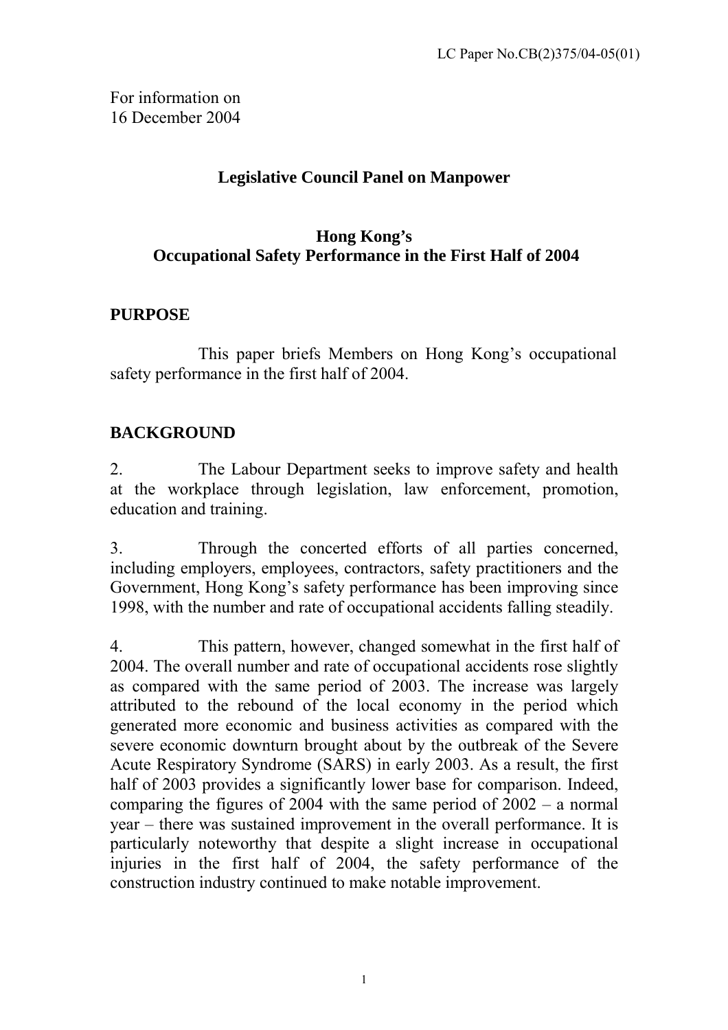LC Paper No.CB(2)375/04-05(01)

For information on
16 December 2004

## Legislative Council Panel on Manpower

## Hong Kong's Occupational Safety Performance in the First Half of 2004

### PURPOSE

This paper briefs Members on Hong Kong's occupational safety performance in the first half of 2004.

### BACKGROUND

2. The Labour Department seeks to improve safety and health at the workplace through legislation, law enforcement, promotion, education and training.

3. Through the concerted efforts of all parties concerned, including employers, employees, contractors, safety practitioners and the Government, Hong Kong's safety performance has been improving since 1998, with the number and rate of occupational accidents falling steadily.

4. This pattern, however, changed somewhat in the first half of 2004. The overall number and rate of occupational accidents rose slightly as compared with the same period of 2003. The increase was largely attributed to the rebound of the local economy in the period which generated more economic and business activities as compared with the severe economic downturn brought about by the outbreak of the Severe Acute Respiratory Syndrome (SARS) in early 2003. As a result, the first half of 2003 provides a significantly lower base for comparison. Indeed, comparing the figures of 2004 with the same period of 2002 – a normal year – there was sustained improvement in the overall performance. It is particularly noteworthy that despite a slight increase in occupational injuries in the first half of 2004, the safety performance of the construction industry continued to make notable improvement.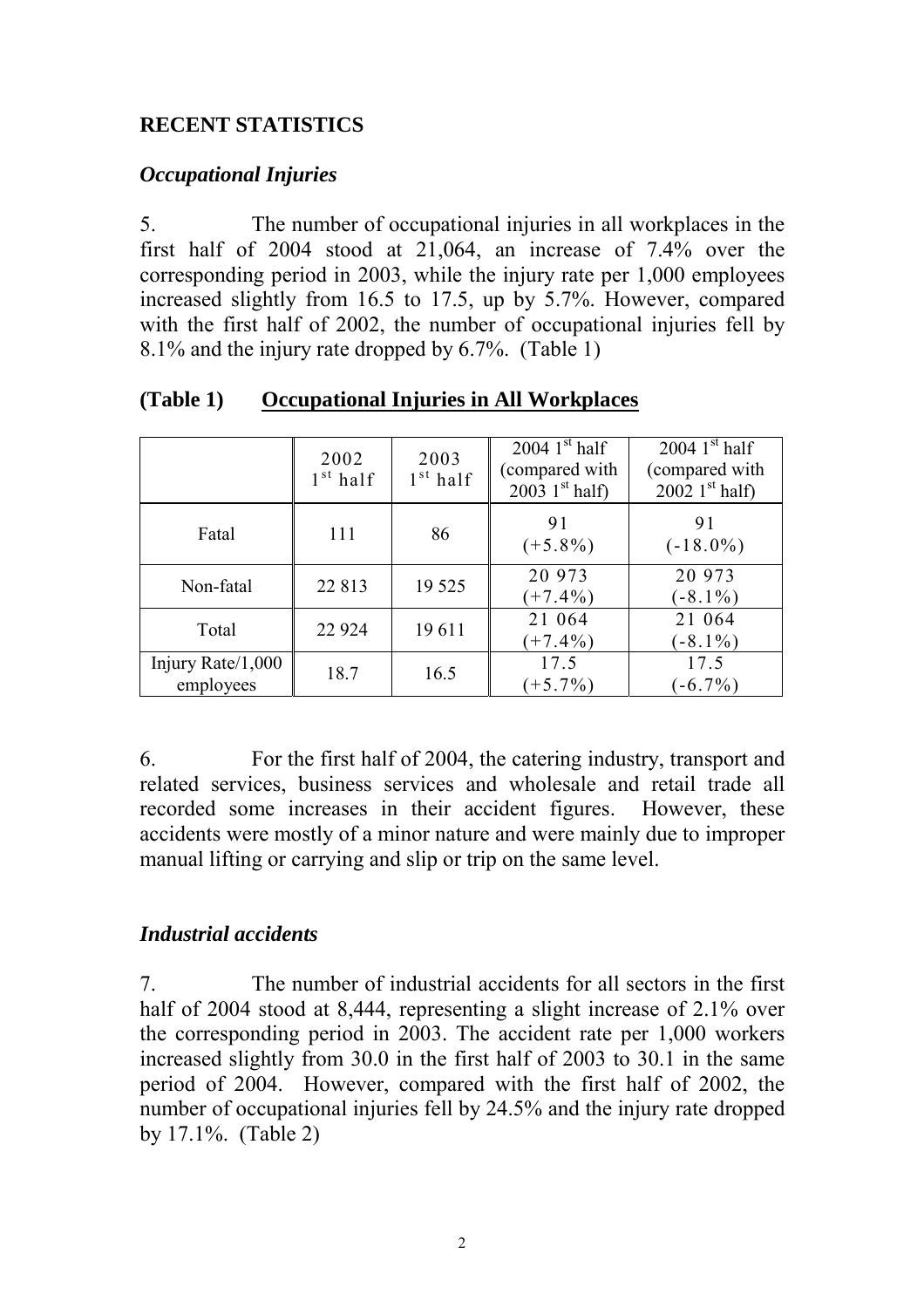## RECENT STATISTICS

### *Occupational Injuries*

5. The number of occupational injuries in all workplaces in the first half of 2004 stood at 21,064, an increase of 7.4% over the corresponding period in 2003, while the injury rate per 1,000 employees increased slightly from 16.5 to 17.5, up by 5.7%. However, compared with the first half of 2002, the number of occupational injuries fell by 8.1% and the injury rate dropped by 6.7%. (Table 1)

**(Table 1) <u>Occupational Injuries in All Workplaces</u>**

| | 2002 1st half | 2003 1st half | 2004 1st half (compared with 2003 1st half) | 2004 1st half (compared with 2002 1st half) |
|---|---|---|---|---|
| Fatal | 111 | 86 | 91 (+5.8%) | 91 (-18.0%) |
| Non-fatal | 22 813 | 19 525 | 20 973 (+7.4%) | 20 973 (-8.1%) |
| Total | 22 924 | 19 611 | 21 064 (+7.4%) | 21 064 (-8.1%) |
| Injury Rate/1,000 employees | 18.7 | 16.5 | 17.5 (+5.7%) | 17.5 (-6.7%) |

6. For the first half of 2004, the catering industry, transport and related services, business services and wholesale and retail trade all recorded some increases in their accident figures. However, these accidents were mostly of a minor nature and were mainly due to improper manual lifting or carrying and slip or trip on the same level.

### *Industrial accidents*

7. The number of industrial accidents for all sectors in the first half of 2004 stood at 8,444, representing a slight increase of 2.1% over the corresponding period in 2003. The accident rate per 1,000 workers increased slightly from 30.0 in the first half of 2003 to 30.1 in the same period of 2004. However, compared with the first half of 2002, the number of occupational injuries fell by 24.5% and the injury rate dropped by 17.1%. (Table 2)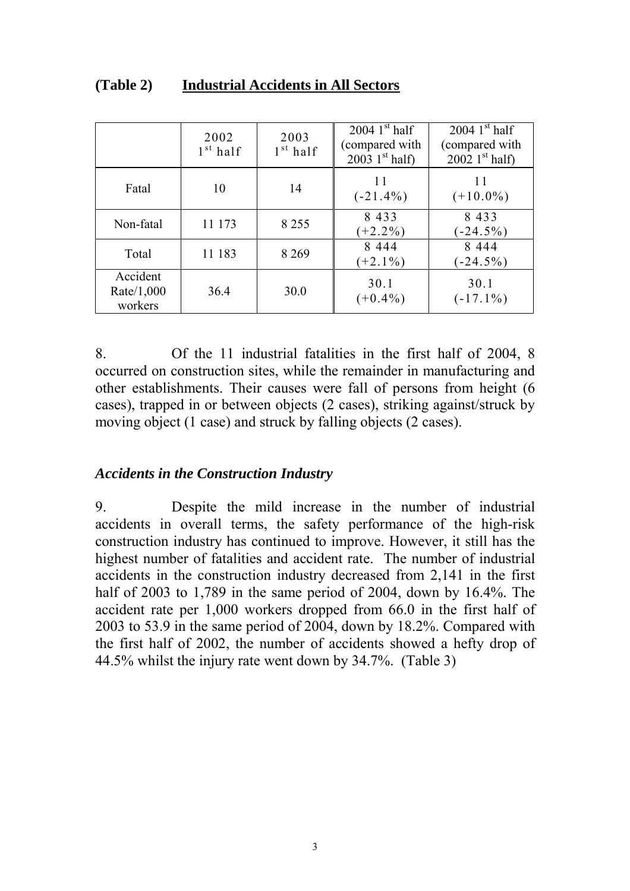## (Table 2) Industrial Accidents in All Sectors

| | 2002 1st half | 2003 1st half | 2004 1st half (compared with 2003 1st half) | 2004 1st half (compared with 2002 1st half) |
|---|---|---|---|---|
| Fatal | 10 | 14 | 11 (-21.4%) | 11 (+10.0%) |
| Non-fatal | 11 173 | 8 255 | 8 433 (+2.2%) | 8 433 (-24.5%) |
| Total | 11 183 | 8 269 | 8 444 (+2.1%) | 8 444 (-24.5%) |
| Accident Rate/1,000 workers | 36.4 | 30.0 | 30.1 (+0.4%) | 30.1 (-17.1%) |

8. Of the 11 industrial fatalities in the first half of 2004, 8 occurred on construction sites, while the remainder in manufacturing and other establishments. Their causes were fall of persons from height (6 cases), trapped in or between objects (2 cases), striking against/struck by moving object (1 case) and struck by falling objects (2 cases).

### *Accidents in the Construction Industry*

9. Despite the mild increase in the number of industrial accidents in overall terms, the safety performance of the high-risk construction industry has continued to improve. However, it still has the highest number of fatalities and accident rate. The number of industrial accidents in the construction industry decreased from 2,141 in the first half of 2003 to 1,789 in the same period of 2004, down by 16.4%. The accident rate per 1,000 workers dropped from 66.0 in the first half of 2003 to 53.9 in the same period of 2004, down by 18.2%. Compared with the first half of 2002, the number of accidents showed a hefty drop of 44.5% whilst the injury rate went down by 34.7%. (Table 3)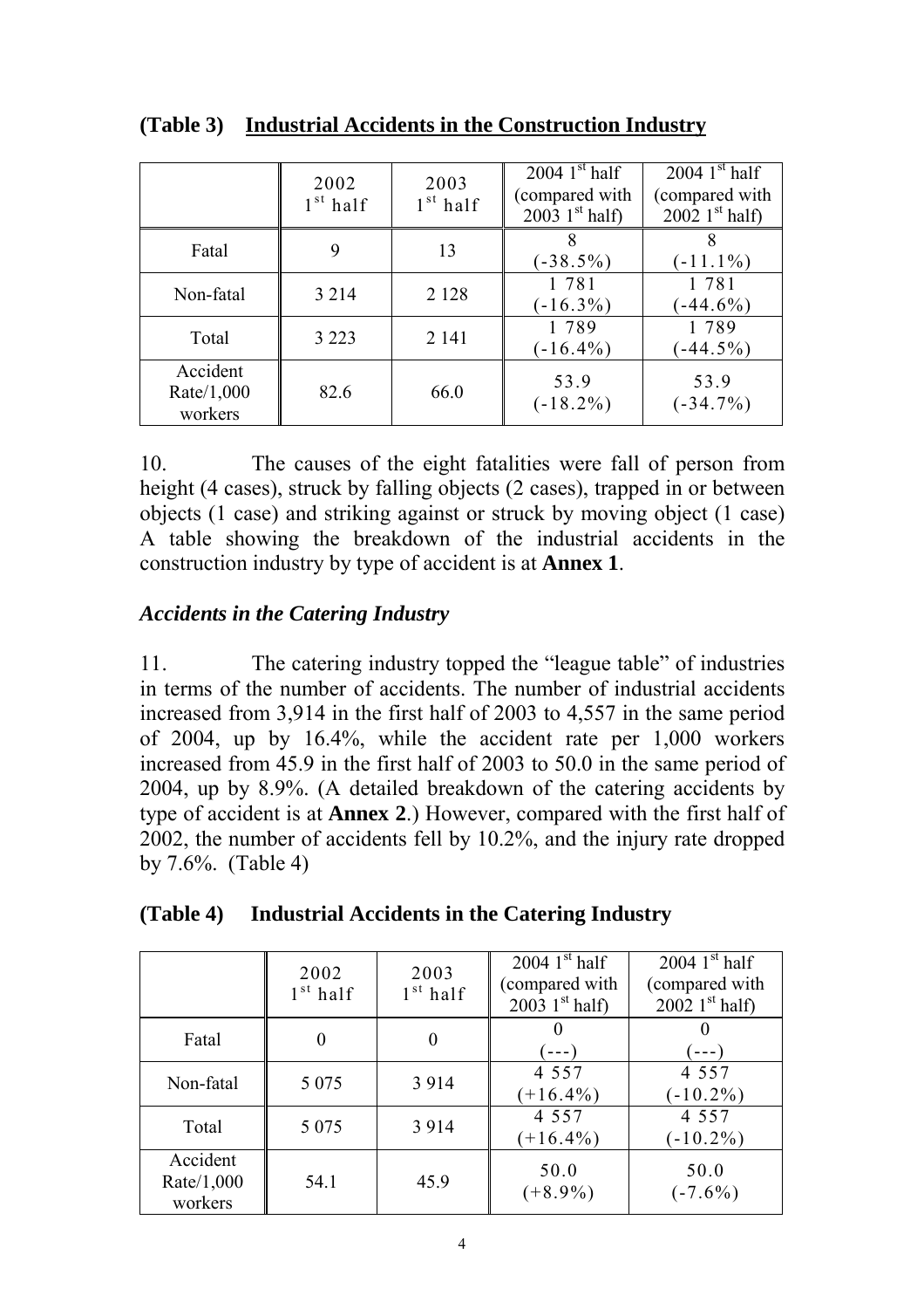**(Table 3) Industrial Accidents in the Construction Industry**

| | 2002 1st half | 2003 1st half | 2004 1st half (compared with 2003 1st half) | 2004 1st half (compared with 2002 1st half) |
|---|---|---|---|---|
| Fatal | 9 | 13 | 8 (-38.5%) | 8 (-11.1%) |
| Non-fatal | 3 214 | 2 128 | 1 781 (-16.3%) | 1 781 (-44.6%) |
| Total | 3 223 | 2 141 | 1 789 (-16.4%) | 1 789 (-44.5%) |
| Accident Rate/1,000 workers | 82.6 | 66.0 | 53.9 (-18.2%) | 53.9 (-34.7%) |

10. The causes of the eight fatalities were fall of person from height (4 cases), struck by falling objects (2 cases), trapped in or between objects (1 case) and striking against or struck by moving object (1 case) A table showing the breakdown of the industrial accidents in the construction industry by type of accident is at **Annex 1**.

### *Accidents in the Catering Industry*

11. The catering industry topped the "league table" of industries in terms of the number of accidents. The number of industrial accidents increased from 3,914 in the first half of 2003 to 4,557 in the same period of 2004, up by 16.4%, while the accident rate per 1,000 workers increased from 45.9 in the first half of 2003 to 50.0 in the same period of 2004, up by 8.9%. (A detailed breakdown of the catering accidents by type of accident is at **Annex 2**.) However, compared with the first half of 2002, the number of accidents fell by 10.2%, and the injury rate dropped by 7.6%. (Table 4)

**(Table 4) Industrial Accidents in the Catering Industry**

| | 2002 1st half | 2003 1st half | 2004 1st half (compared with 2003 1st half) | 2004 1st half (compared with 2002 1st half) |
|---|---|---|---|---|
| Fatal | 0 | 0 | 0 (---) | 0 (---) |
| Non-fatal | 5 075 | 3 914 | 4 557 (+16.4%) | 4 557 (-10.2%) |
| Total | 5 075 | 3 914 | 4 557 (+16.4%) | 4 557 (-10.2%) |
| Accident Rate/1,000 workers | 54.1 | 45.9 | 50.0 (+8.9%) | 50.0 (-7.6%) |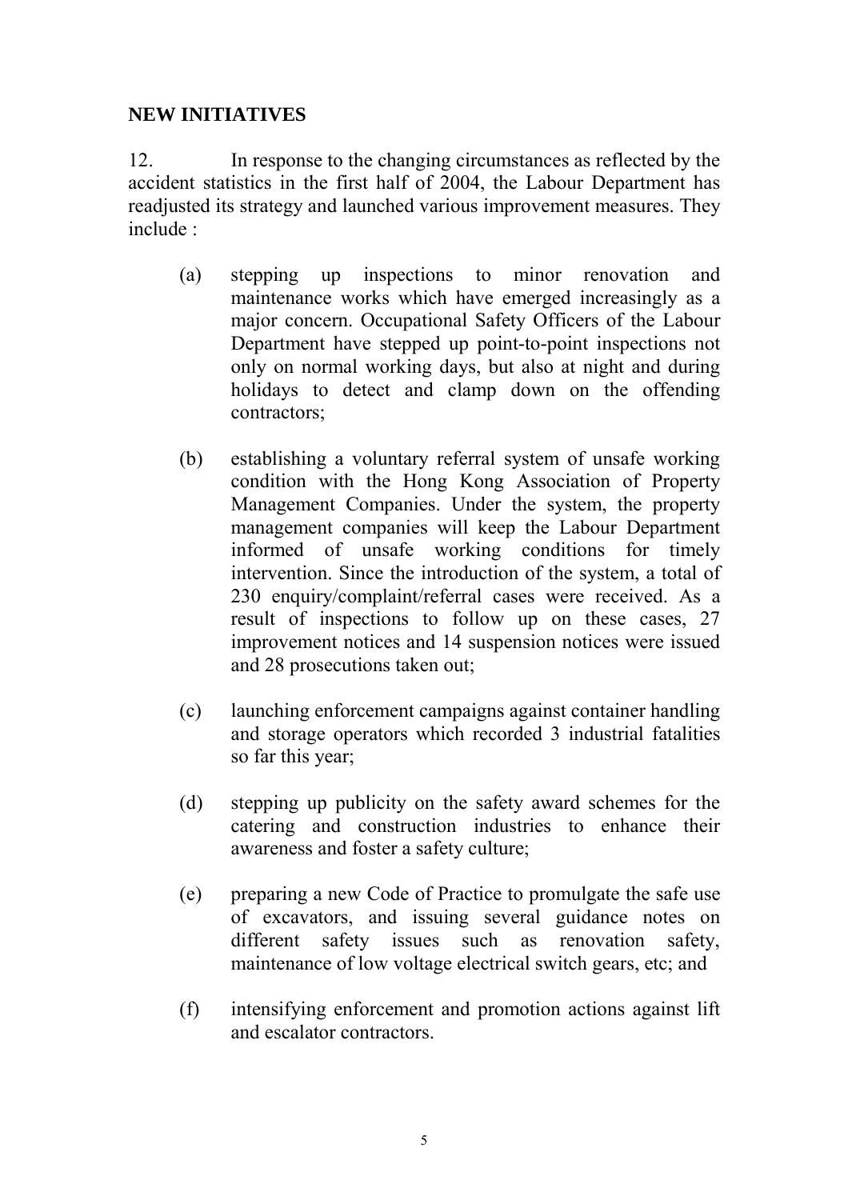## NEW INITIATIVES

12. In response to the changing circumstances as reflected by the accident statistics in the first half of 2004, the Labour Department has readjusted its strategy and launched various improvement measures. They include :

(a) stepping up inspections to minor renovation and maintenance works which have emerged increasingly as a major concern. Occupational Safety Officers of the Labour Department have stepped up point-to-point inspections not only on normal working days, but also at night and during holidays to detect and clamp down on the offending contractors;

(b) establishing a voluntary referral system of unsafe working condition with the Hong Kong Association of Property Management Companies. Under the system, the property management companies will keep the Labour Department informed of unsafe working conditions for timely intervention. Since the introduction of the system, a total of 230 enquiry/complaint/referral cases were received. As a result of inspections to follow up on these cases, 27 improvement notices and 14 suspension notices were issued and 28 prosecutions taken out;

(c) launching enforcement campaigns against container handling and storage operators which recorded 3 industrial fatalities so far this year;

(d) stepping up publicity on the safety award schemes for the catering and construction industries to enhance their awareness and foster a safety culture;

(e) preparing a new Code of Practice to promulgate the safe use of excavators, and issuing several guidance notes on different safety issues such as renovation safety, maintenance of low voltage electrical switch gears, etc; and

(f) intensifying enforcement and promotion actions against lift and escalator contractors.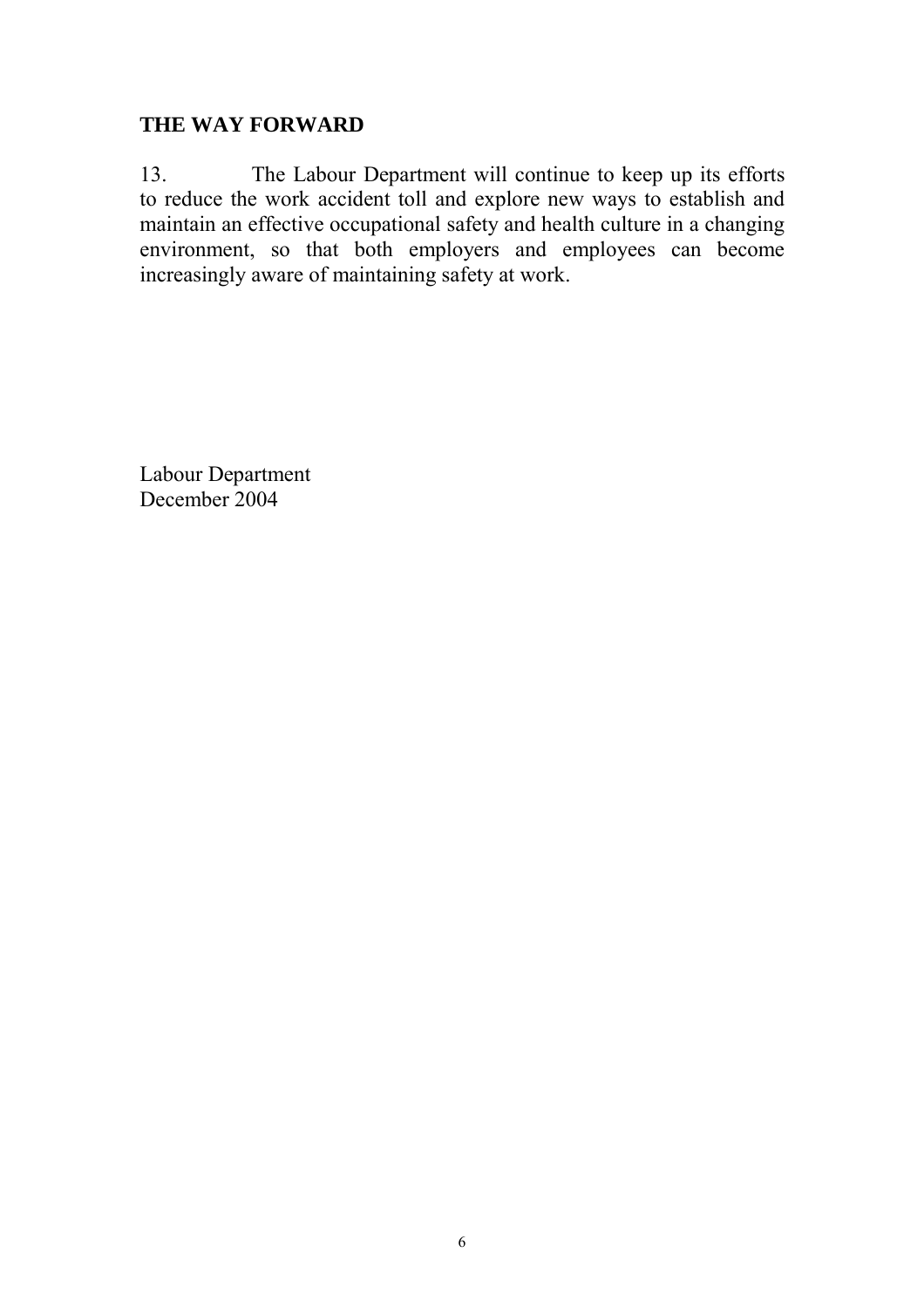## THE WAY FORWARD

13. The Labour Department will continue to keep up its efforts to reduce the work accident toll and explore new ways to establish and maintain an effective occupational safety and health culture in a changing environment, so that both employers and employees can become increasingly aware of maintaining safety at work.

Labour Department
December 2004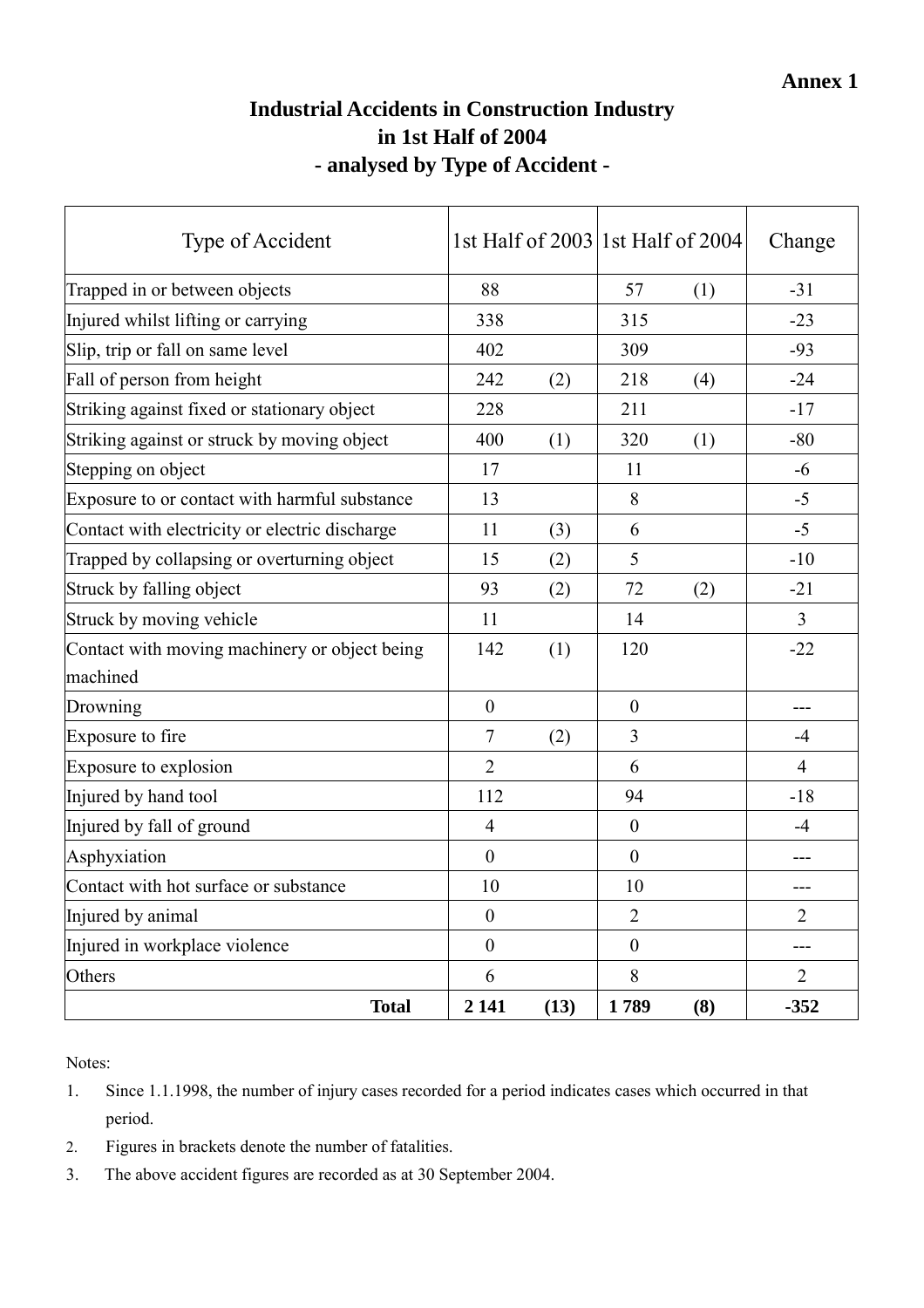**Annex 1**

# Industrial Accidents in Construction Industry in 1st Half of 2004 - analysed by Type of Accident -

| Type of Accident | 1st Half of 2003 | | 1st Half of 2004 | | Change |
|---|---|---|---|---|---|
| Trapped in or between objects | 88 | | 57 | (1) | -31 |
| Injured whilst lifting or carrying | 338 | | 315 | | -23 |
| Slip, trip or fall on same level | 402 | | 309 | | -93 |
| Fall of person from height | 242 | (2) | 218 | (4) | -24 |
| Striking against fixed or stationary object | 228 | | 211 | | -17 |
| Striking against or struck by moving object | 400 | (1) | 320 | (1) | -80 |
| Stepping on object | 17 | | 11 | | -6 |
| Exposure to or contact with harmful substance | 13 | | 8 | | -5 |
| Contact with electricity or electric discharge | 11 | (3) | 6 | | -5 |
| Trapped by collapsing or overturning object | 15 | (2) | 5 | | -10 |
| Struck by falling object | 93 | (2) | 72 | (2) | -21 |
| Struck by moving vehicle | 11 | | 14 | | 3 |
| Contact with moving machinery or object being machined | 142 | (1) | 120 | | -22 |
| Drowning | 0 | | 0 | | --- |
| Exposure to fire | 7 | (2) | 3 | | -4 |
| Exposure to explosion | 2 | | 6 | | 4 |
| Injured by hand tool | 112 | | 94 | | -18 |
| Injured by fall of ground | 4 | | 0 | | -4 |
| Asphyxiation | 0 | | 0 | | --- |
| Contact with hot surface or substance | 10 | | 10 | | --- |
| Injured by animal | 0 | | 2 | | 2 |
| Injured in workplace violence | 0 | | 0 | | --- |
| Others | 6 | | 8 | | 2 |
| **Total** | **2 141** | **(13)** | **1 789** | **(8)** | **-352** |

Notes:

1. Since 1.1.1998, the number of injury cases recorded for a period indicates cases which occurred in that period.
2. Figures in brackets denote the number of fatalities.
3. The above accident figures are recorded as at 30 September 2004.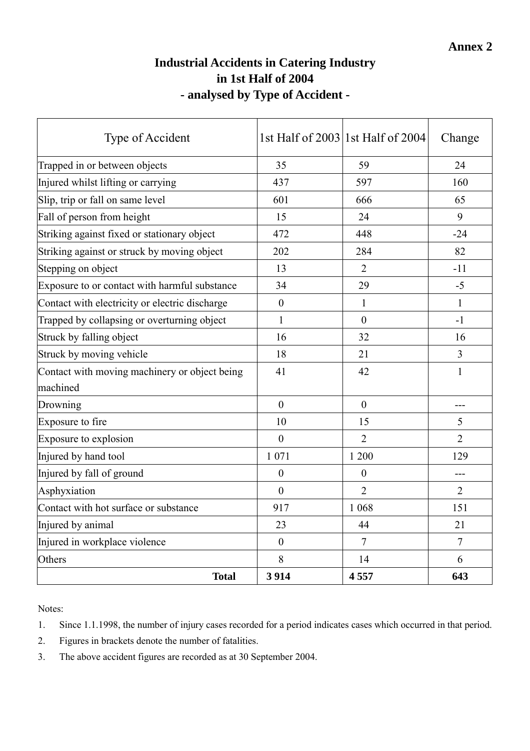**Annex 2**

# Industrial Accidents in Catering Industry in 1st Half of 2004 - analysed by Type of Accident -

| Type of Accident | 1st Half of 2003 | 1st Half of 2004 | Change |
|---|---|---|---|
| Trapped in or between objects | 35 | 59 | 24 |
| Injured whilst lifting or carrying | 437 | 597 | 160 |
| Slip, trip or fall on same level | 601 | 666 | 65 |
| Fall of person from height | 15 | 24 | 9 |
| Striking against fixed or stationary object | 472 | 448 | -24 |
| Striking against or struck by moving object | 202 | 284 | 82 |
| Stepping on object | 13 | 2 | -11 |
| Exposure to or contact with harmful substance | 34 | 29 | -5 |
| Contact with electricity or electric discharge | 0 | 1 | 1 |
| Trapped by collapsing or overturning object | 1 | 0 | -1 |
| Struck by falling object | 16 | 32 | 16 |
| Struck by moving vehicle | 18 | 21 | 3 |
| Contact with moving machinery or object being machined | 41 | 42 | 1 |
| Drowning | 0 | 0 | --- |
| Exposure to fire | 10 | 15 | 5 |
| Exposure to explosion | 0 | 2 | 2 |
| Injured by hand tool | 1 071 | 1 200 | 129 |
| Injured by fall of ground | 0 | 0 | --- |
| Asphyxiation | 0 | 2 | 2 |
| Contact with hot surface or substance | 917 | 1 068 | 151 |
| Injured by animal | 23 | 44 | 21 |
| Injured in workplace violence | 0 | 7 | 7 |
| Others | 8 | 14 | 6 |
| **Total** | **3 914** | **4 557** | **643** |

Notes:

1. Since 1.1.1998, the number of injury cases recorded for a period indicates cases which occurred in that period.
2. Figures in brackets denote the number of fatalities.
3. The above accident figures are recorded as at 30 September 2004.